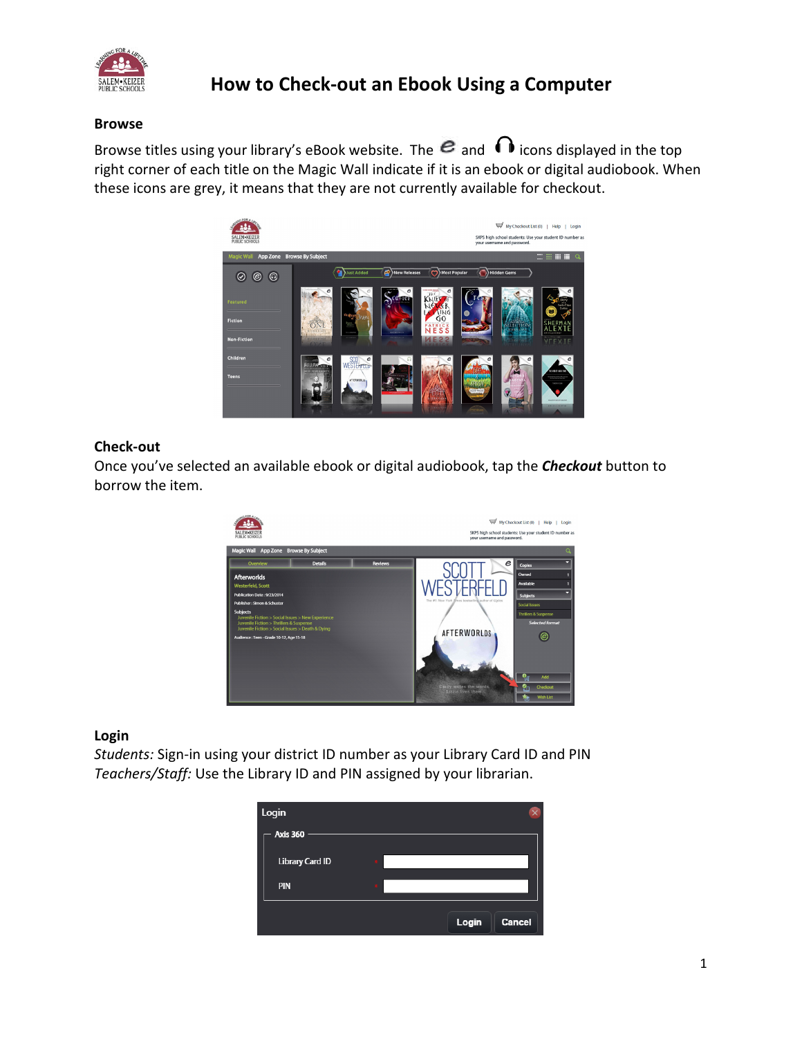# How to Check-out an Ebook Using a Computer

## Browse

Browse titles using your library's eBook website. The e and 🎧 icons displayed in the top right corner of each title on the Magic Wall indicate if it is an ebook or digital audiobook. When these icons are grey, it means that they are not currently available for checkout.

## Check-out

Once you've selected an available ebook or digital audiobook, tap the ***Checkout*** button to borrow the item.

## Login

*Students:* Sign-in using your district ID number as your Library Card ID and PIN

*Teachers/Staff:* Use the Library ID and PIN assigned by your librarian.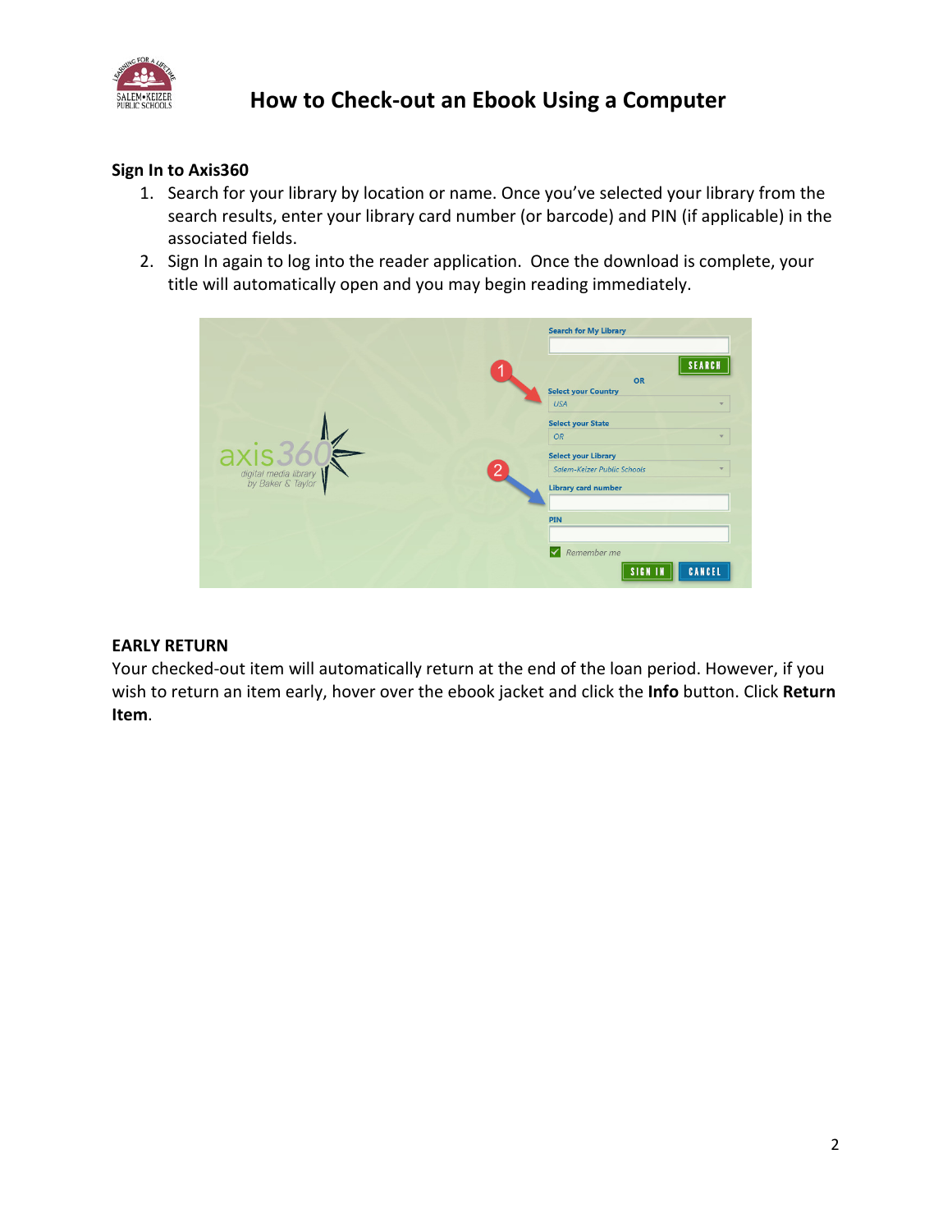# How to Check-out an Ebook Using a Computer

**Sign In to Axis360**

1. Search for your library by location or name. Once you've selected your library from the search results, enter your library card number (or barcode) and PIN (if applicable) in the associated fields.
2. Sign In again to log into the reader application. Once the download is complete, your title will automatically open and you may begin reading immediately.

**EARLY RETURN**

Your checked-out item will automatically return at the end of the loan period. However, if you wish to return an item early, hover over the ebook jacket and click the **Info** button. Click **Return Item**.